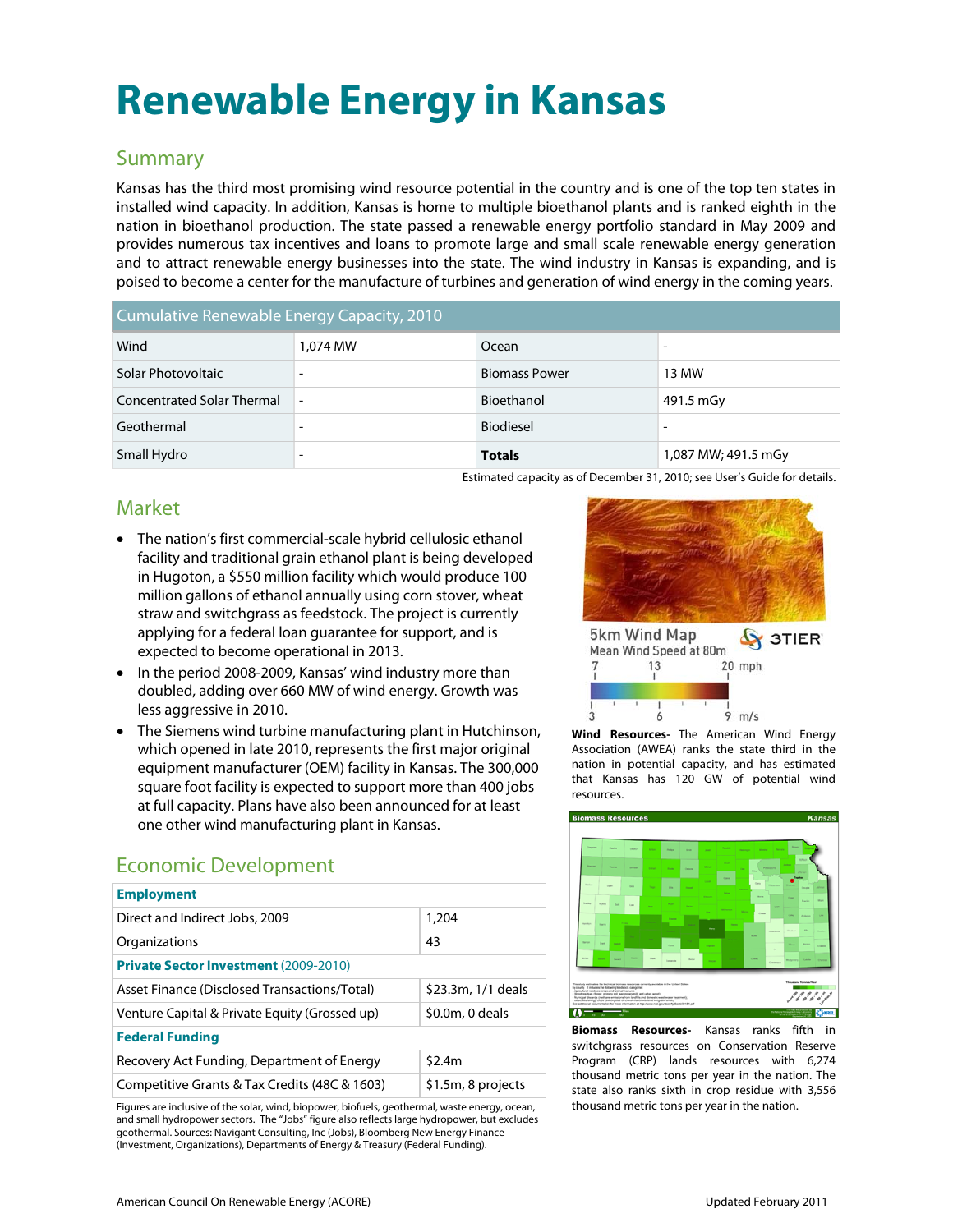# Renewable Energy in Kansas

## Summary

Kansas has the third most promising wind resource potential in the country and is one of the top ten states in installed wind capacity. In addition, Kansas is home to multiple bioethanol plants and is ranked eighth in the nation in bioethanol production. The state passed a renewable energy portfolio standard in May 2009 and provides numerous tax incentives and loans to promote large and small scale renewable energy generation and to attract renewable energy businesses into the state. The wind industry in Kansas is expanding, and is poised to become a center for the manufacture of turbines and generation of wind energy in the coming years.

| Cumulative Renewable Energy Capacity, 2010 | | | |
|---|---|---|---|
| Wind | 1,074 MW | Ocean | - |
| Solar Photovoltaic | - | Biomass Power | 13 MW |
| Concentrated Solar Thermal | - | Bioethanol | 491.5 mGy |
| Geothermal | - | Biodiesel | - |
| Small Hydro | - | **Totals** | 1,087 MW; 491.5 mGy |

Estimated capacity as of December 31, 2010; see User's Guide for details.

## Market

- The nation's first commercial-scale hybrid cellulosic ethanol facility and traditional grain ethanol plant is being developed in Hugoton, a $550 million facility which would produce 100 million gallons of ethanol annually using corn stover, wheat straw and switchgrass as feedstock. The project is currently applying for a federal loan guarantee for support, and is expected to become operational in 2013.
- In the period 2008-2009, Kansas' wind industry more than doubled, adding over 660 MW of wind energy. Growth was less aggressive in 2010.
- The Siemens wind turbine manufacturing plant in Hutchinson, which opened in late 2010, represents the first major original equipment manufacturer (OEM) facility in Kansas. The 300,000 square foot facility is expected to support more than 400 jobs at full capacity. Plans have also been announced for at least one other wind manufacturing plant in Kansas.

5km Wind Map
Mean Wind Speed at 80m

**Wind Resources-** The American Wind Energy Association (AWEA) ranks the state third in the nation in potential capacity, and has estimated that Kansas has 120 GW of potential wind resources.

## Economic Development

| **Employment** | |
|---|---|
| Direct and Indirect Jobs, 2009 | 1,204 |
| Organizations | 43 |
| **Private Sector Investment** (2009-2010) | |
| Asset Finance (Disclosed Transactions/Total) | $23.3m, 1/1 deals |
| Venture Capital & Private Equity (Grossed up) | $0.0m, 0 deals |
| **Federal Funding** | |
| Recovery Act Funding, Department of Energy | $2.4m |
| Competitive Grants & Tax Credits (48C & 1603) | $1.5m, 8 projects |

Figures are inclusive of the solar, wind, biopower, biofuels, geothermal, waste energy, ocean, and small hydropower sectors. The "Jobs" figure also reflects large hydropower, but excludes geothermal. Sources: Navigant Consulting, Inc (Jobs), Bloomberg New Energy Finance (Investment, Organizations), Departments of Energy & Treasury (Federal Funding).

**Biomass Resources-** Kansas ranks fifth in switchgrass resources on Conservation Reserve Program (CRP) lands resources with 6,274 thousand metric tons per year in the nation. The state also ranks sixth in crop residue with 3,556 thousand metric tons per year in the nation.

American Council On Renewable Energy (ACORE)

Updated February 2011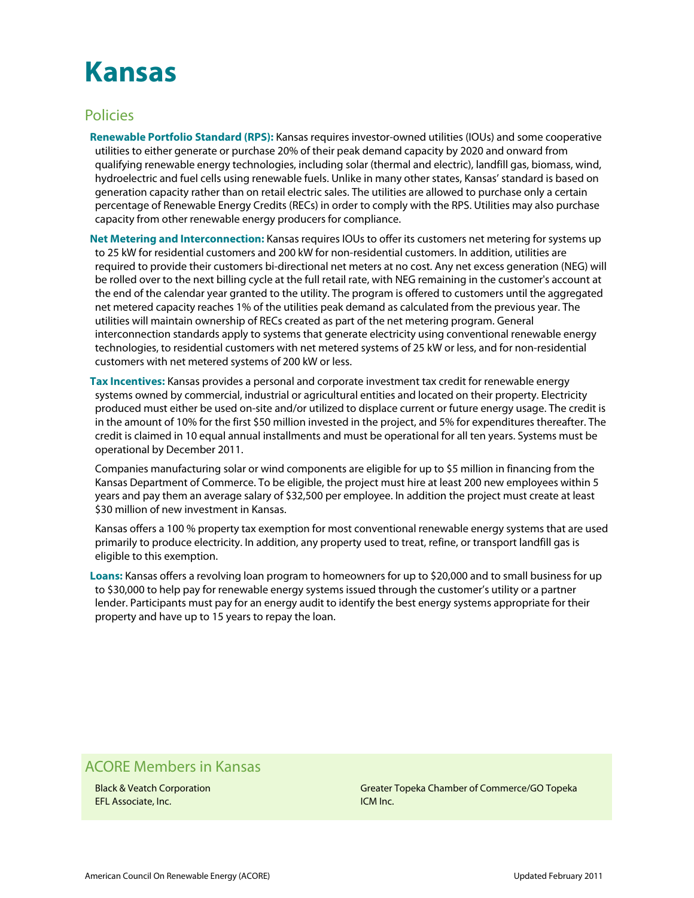# Kansas

## Policies

**Renewable Portfolio Standard (RPS):** Kansas requires investor-owned utilities (IOUs) and some cooperative utilities to either generate or purchase 20% of their peak demand capacity by 2020 and onward from qualifying renewable energy technologies, including solar (thermal and electric), landfill gas, biomass, wind, hydroelectric and fuel cells using renewable fuels. Unlike in many other states, Kansas' standard is based on generation capacity rather than on retail electric sales. The utilities are allowed to purchase only a certain percentage of Renewable Energy Credits (RECs) in order to comply with the RPS. Utilities may also purchase capacity from other renewable energy producers for compliance.

**Net Metering and Interconnection:** Kansas requires IOUs to offer its customers net metering for systems up to 25 kW for residential customers and 200 kW for non-residential customers. In addition, utilities are required to provide their customers bi-directional net meters at no cost. Any net excess generation (NEG) will be rolled over to the next billing cycle at the full retail rate, with NEG remaining in the customer's account at the end of the calendar year granted to the utility. The program is offered to customers until the aggregated net metered capacity reaches 1% of the utilities peak demand as calculated from the previous year. The utilities will maintain ownership of RECs created as part of the net metering program. General interconnection standards apply to systems that generate electricity using conventional renewable energy technologies, to residential customers with net metered systems of 25 kW or less, and for non-residential customers with net metered systems of 200 kW or less.

**Tax Incentives:** Kansas provides a personal and corporate investment tax credit for renewable energy systems owned by commercial, industrial or agricultural entities and located on their property. Electricity produced must either be used on-site and/or utilized to displace current or future energy usage. The credit is in the amount of 10% for the first $50 million invested in the project, and 5% for expenditures thereafter. The credit is claimed in 10 equal annual installments and must be operational for all ten years. Systems must be operational by December 2011.

Companies manufacturing solar or wind components are eligible for up to $5 million in financing from the Kansas Department of Commerce. To be eligible, the project must hire at least 200 new employees within 5 years and pay them an average salary of $32,500 per employee. In addition the project must create at least $30 million of new investment in Kansas.

Kansas offers a 100 % property tax exemption for most conventional renewable energy systems that are used primarily to produce electricity. In addition, any property used to treat, refine, or transport landfill gas is eligible to this exemption.

**Loans:** Kansas offers a revolving loan program to homeowners for up to $20,000 and to small business for up to $30,000 to help pay for renewable energy systems issued through the customer's utility or a partner lender. Participants must pay for an energy audit to identify the best energy systems appropriate for their property and have up to 15 years to repay the loan.

## ACORE Members in Kansas

Black & Veatch Corporation
EFL Associate, Inc.
Greater Topeka Chamber of Commerce/GO Topeka
ICM Inc.